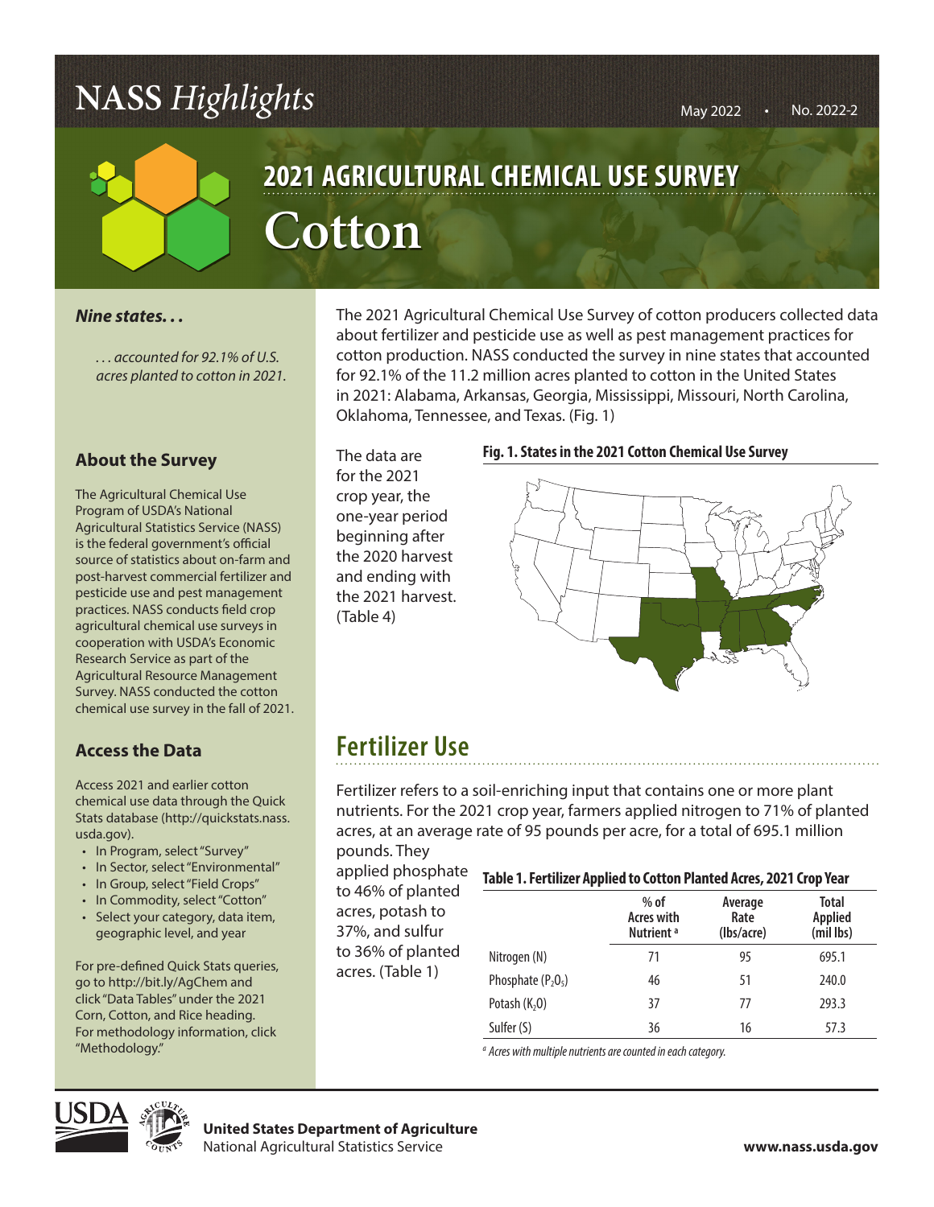# NASS *Highlights*

May 2022 • No. 2022-2

## 2021 AGRICULTURAL CHEMICAL USE SURVEY

# Cotton

***Nine states. . .***

*. . . accounted for 92.1% of U.S. acres planted to cotton in 2021.*

### About the Survey

The Agricultural Chemical Use Program of USDA's National Agricultural Statistics Service (NASS) is the federal government's official source of statistics about on-farm and post-harvest commercial fertilizer and pesticide use and pest management practices. NASS conducts field crop agricultural chemical use surveys in cooperation with USDA's Economic Research Service as part of the Agricultural Resource Management Survey. NASS conducted the cotton chemical use survey in the fall of 2021.

### Access the Data

Access 2021 and earlier cotton chemical use data through the Quick Stats database (http://quickstats.nass.usda.gov).

- In Program, select "Survey"
- In Sector, select "Environmental"
- In Group, select "Field Crops"
- In Commodity, select "Cotton"
- Select your category, data item, geographic level, and year

For pre-defined Quick Stats queries, go to http://bit.ly/AgChem and click "Data Tables" under the 2021 Corn, Cotton, and Rice heading. For methodology information, click "Methodology."

The 2021 Agricultural Chemical Use Survey of cotton producers collected data about fertilizer and pesticide use as well as pest management practices for cotton production. NASS conducted the survey in nine states that accounted for 92.1% of the 11.2 million acres planted to cotton in the United States in 2021: Alabama, Arkansas, Georgia, Mississippi, Missouri, North Carolina, Oklahoma, Tennessee, and Texas. (Fig. 1)

The data are for the 2021 crop year, the one-year period beginning after the 2020 harvest and ending with the 2021 harvest. (Table 4)

**Fig. 1. States in the 2021 Cotton Chemical Use Survey**

## Fertilizer Use

Fertilizer refers to a soil-enriching input that contains one or more plant nutrients. For the 2021 crop year, farmers applied nitrogen to 71% of planted acres, at an average rate of 95 pounds per acre, for a total of 695.1 million pounds. They applied phosphate to 46% of planted acres, potash to 37%, and sulfur to 36% of planted acres. (Table 1)

**Table 1. Fertilizer Applied to Cotton Planted Acres, 2021 Crop Year**

| | % of Acres with Nutrient [a] | Average Rate (lbs/acre) | Total Applied (mil lbs) |
|---|---|---|---|
| Nitrogen (N) | 71 | 95 | 695.1 |
| Phosphate ($P_2O_5$) | 46 | 51 | 240.0 |
| Potash ($K_2O$) | 37 | 77 | 293.3 |
| Sulfer (S) | 36 | 16 | 57.3 |

[a] *Acres with multiple nutrients are counted in each category.*

**United States Department of Agriculture**
National Agricultural Statistics Service

www.nass.usda.gov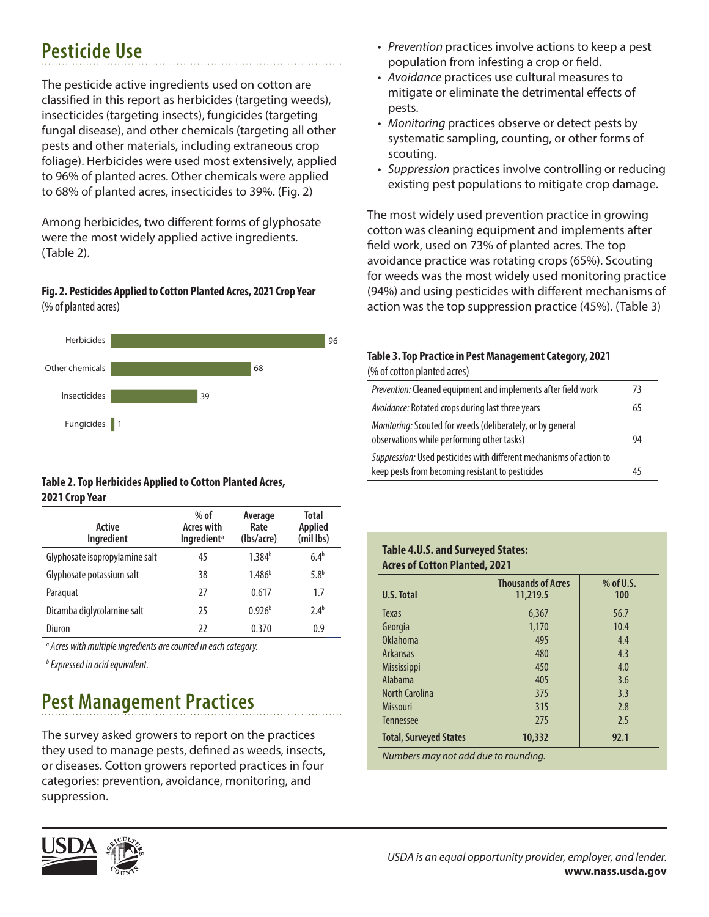## Pesticide Use

The pesticide active ingredients used on cotton are classified in this report as herbicides (targeting weeds), insecticides (targeting insects), fungicides (targeting fungal disease), and other chemicals (targeting all other pests and other materials, including extraneous crop foliage). Herbicides were used most extensively, applied to 96% of planted acres. Other chemicals were applied to 68% of planted acres, insecticides to 39%. (Fig. 2)

Among herbicides, two different forms of glyphosate were the most widely applied active ingredients. (Table 2).

**Fig. 2. Pesticides Applied to Cotton Planted Acres, 2021 Crop Year**
(% of planted acres)

Herbicides 96
Other chemicals 68
Insecticides 39
Fungicides 1

**Table 2. Top Herbicides Applied to Cotton Planted Acres, 2021 Crop Year**

| Active Ingredient | % of Acres with Ingredient[a] | Average Rate (lbs/acre) | Total Applied (mil lbs) |
|---|---|---|---|
| Glyphosate isopropylamine salt | 45 | 1.384[b] | 6.4[b] |
| Glyphosate potassium salt | 38 | 1.486[b] | 5.8[b] |
| Paraquat | 27 | 0.617 | 1.7 |
| Dicamba diglycolamine salt | 25 | 0.926[b] | 2.4[b] |
| Diuron | 22 | 0.370 | 0.9 |

*[a] Acres with multiple ingredients are counted in each category.*

*[b] Expressed in acid equivalent.*

## Pest Management Practices

The survey asked growers to report on the practices they used to manage pests, defined as weeds, insects, or diseases. Cotton growers reported practices in four categories: prevention, avoidance, monitoring, and suppression.

- *Prevention* practices involve actions to keep a pest population from infesting a crop or field.
- *Avoidance* practices use cultural measures to mitigate or eliminate the detrimental effects of pests.
- *Monitoring* practices observe or detect pests by systematic sampling, counting, or other forms of scouting.
- *Suppression* practices involve controlling or reducing existing pest populations to mitigate crop damage.

The most widely used prevention practice in growing cotton was cleaning equipment and implements after field work, used on 73% of planted acres. The top avoidance practice was rotating crops (65%). Scouting for weeds was the most widely used monitoring practice (94%) and using pesticides with different mechanisms of action was the top suppression practice (45%). (Table 3)

**Table 3. Top Practice in Pest Management Category, 2021**
(% of cotton planted acres)

| | |
|---|---|
| *Prevention:* Cleaned equipment and implements after field work | 73 |
| *Avoidance:* Rotated crops during last three years | 65 |
| *Monitoring:* Scouted for weeds (deliberately, or by general observations while performing other tasks) | 94 |
| *Suppression:* Used pesticides with different mechanisms of action to keep pests from becoming resistant to pesticides | 45 |

**Table 4. U.S. and Surveyed States: Acres of Cotton Planted, 2021**

| U.S. Total | Thousands of Acres 11,219.5 | % of U.S. 100 |
|---|---|---|
| Texas | 6,367 | 56.7 |
| Georgia | 1,170 | 10.4 |
| Oklahoma | 495 | 4.4 |
| Arkansas | 480 | 4.3 |
| Mississippi | 450 | 4.0 |
| Alabama | 405 | 3.6 |
| North Carolina | 375 | 3.3 |
| Missouri | 315 | 2.8 |
| Tennessee | 275 | 2.5 |
| **Total, Surveyed States** | **10,332** | **92.1** |

*Numbers may not add due to rounding.*

*USDA is an equal opportunity provider, employer, and lender.*
**www.nass.usda.gov**